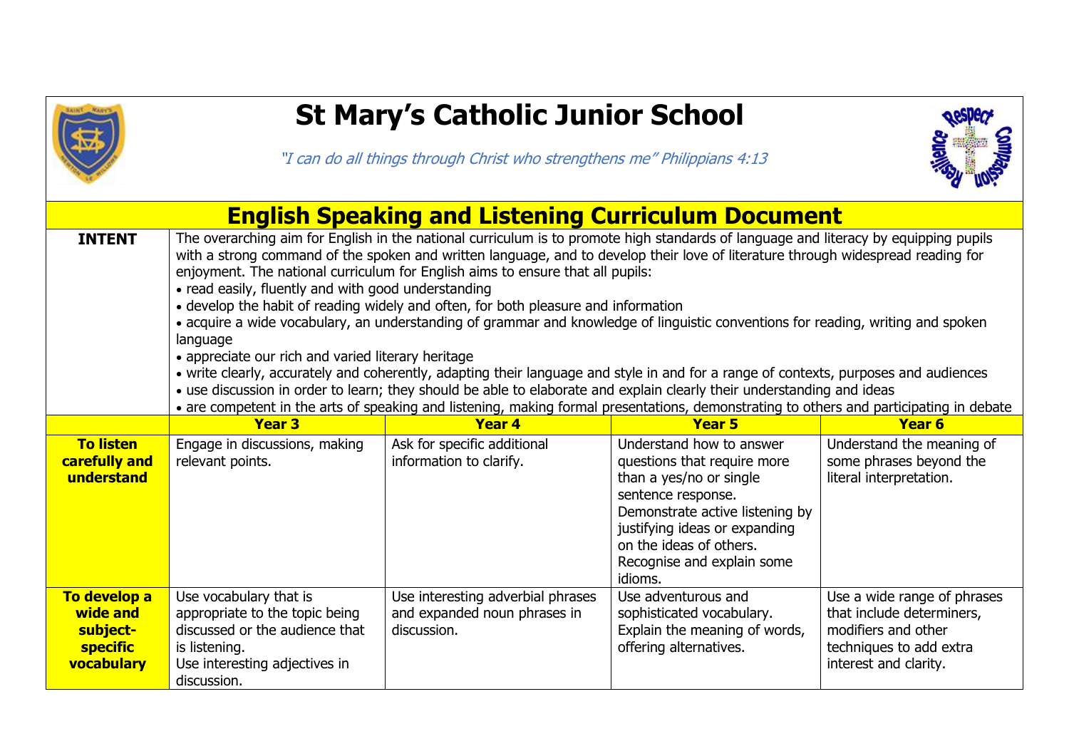# St Mary's Catholic Junior School

*"I can do all things through Christ who strengthens me" Philippians 4:13*

## English Speaking and Listening Curriculum Document

| **INTENT** | The overarching aim for English in the national curriculum is to promote high standards of language and literacy by equipping pupils with a strong command of the spoken and written language, and to develop their love of literature through widespread reading for enjoyment. The national curriculum for English aims to ensure that all pupils:<br>• read easily, fluently and with good understanding<br>• develop the habit of reading widely and often, for both pleasure and information<br>• acquire a wide vocabulary, an understanding of grammar and knowledge of linguistic conventions for reading, writing and spoken language<br>• appreciate our rich and varied literary heritage<br>• write clearly, accurately and coherently, adapting their language and style in and for a range of contexts, purposes and audiences<br>• use discussion in order to learn; they should be able to elaborate and explain clearly their understanding and ideas<br>• are competent in the arts of speaking and listening, making formal presentations, demonstrating to others and participating in debate | | | |
|---|---|---|---|---|
| | **Year 3** | **Year 4** | **Year 5** | **Year 6** |
| **To listen carefully and understand** | Engage in discussions, making relevant points. | Ask for specific additional information to clarify. | Understand how to answer questions that require more than a yes/no or single sentence response.<br>Demonstrate active listening by justifying ideas or expanding on the ideas of others.<br>Recognise and explain some idioms. | Understand the meaning of some phrases beyond the literal interpretation. |
| **To develop a wide and subject-specific vocabulary** | Use vocabulary that is appropriate to the topic being discussed or the audience that is listening.<br>Use interesting adjectives in discussion. | Use interesting adverbial phrases and expanded noun phrases in discussion. | Use adventurous and sophisticated vocabulary.<br>Explain the meaning of words, offering alternatives. | Use a wide range of phrases that include determiners, modifiers and other techniques to add extra interest and clarity. |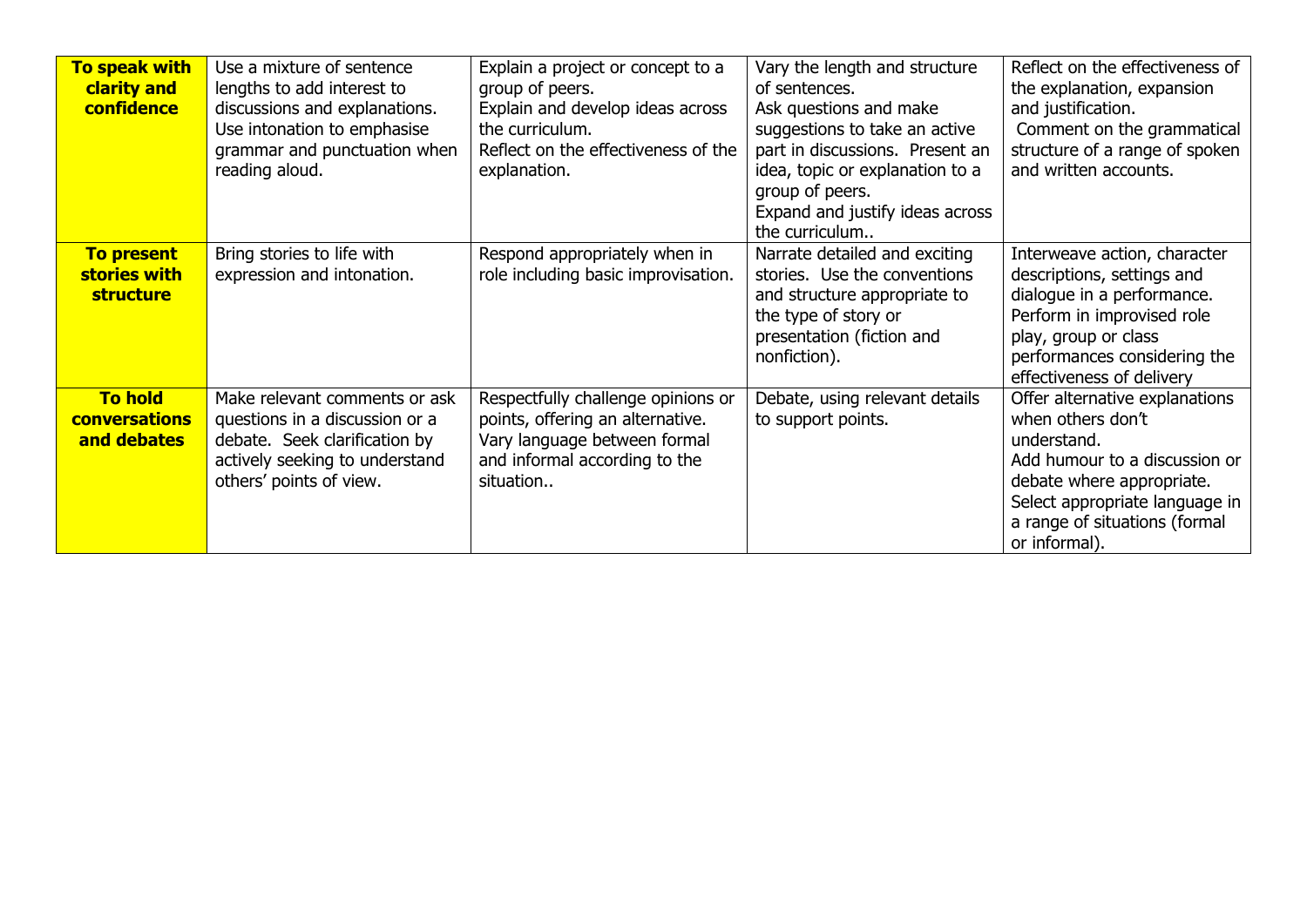| | | | | |
|---|---|---|---|---|
| **To speak with clarity and confidence** | Use a mixture of sentence lengths to add interest to discussions and explanations. Use intonation to emphasise grammar and punctuation when reading aloud. | Explain a project or concept to a group of peers. Explain and develop ideas across the curriculum. Reflect on the effectiveness of the explanation. | Vary the length and structure of sentences. Ask questions and make suggestions to take an active part in discussions. Present an idea, topic or explanation to a group of peers. Expand and justify ideas across the curriculum.. | Reflect on the effectiveness of the explanation, expansion and justification. Comment on the grammatical structure of a range of spoken and written accounts. |
| **To present stories with structure** | Bring stories to life with expression and intonation. | Respond appropriately when in role including basic improvisation. | Narrate detailed and exciting stories. Use the conventions and structure appropriate to the type of story or presentation (fiction and nonfiction). | Interweave action, character descriptions, settings and dialogue in a performance. Perform in improvised role play, group or class performances considering the effectiveness of delivery |
| **To hold conversations and debates** | Make relevant comments or ask questions in a discussion or a debate. Seek clarification by actively seeking to understand others' points of view. | Respectfully challenge opinions or points, offering an alternative. Vary language between formal and informal according to the situation.. | Debate, using relevant details to support points. | Offer alternative explanations when others don't understand. Add humour to a discussion or debate where appropriate. Select appropriate language in a range of situations (formal or informal). |